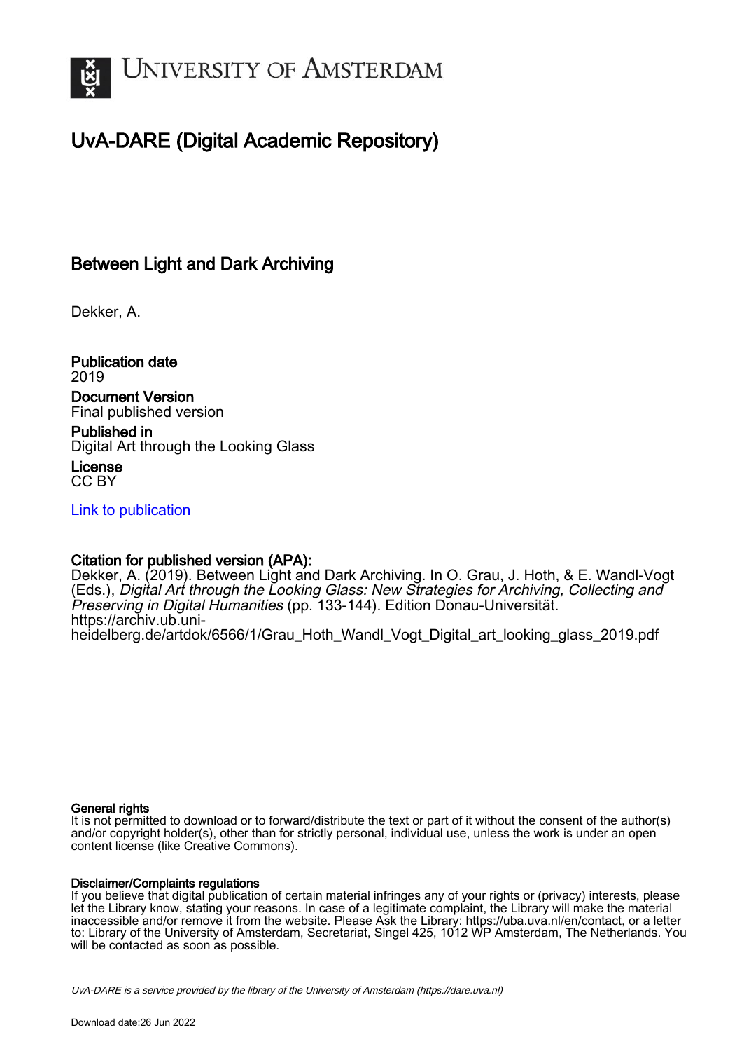# UvA-DARE (Digital Academic Repository)

## Between Light and Dark Archiving

Dekker, A.

**Publication date**
2019

**Document Version**
Final published version

**Published in**
Digital Art through the Looking Glass

**License**
CC BY

Link to publication

**Citation for published version (APA):**
Dekker, A. (2019). Between Light and Dark Archiving. In O. Grau, J. Hoth, & E. Wandl-Vogt (Eds.), *Digital Art through the Looking Glass: New Strategies for Archiving, Collecting and Preserving in Digital Humanities* (pp. 133-144). Edition Donau-Universität. https://archiv.ub.uni-heidelberg.de/artdok/6566/1/Grau_Hoth_Wandl_Vogt_Digital_art_looking_glass_2019.pdf

**General rights**
It is not permitted to download or to forward/distribute the text or part of it without the consent of the author(s) and/or copyright holder(s), other than for strictly personal, individual use, unless the work is under an open content license (like Creative Commons).

**Disclaimer/Complaints regulations**
If you believe that digital publication of certain material infringes any of your rights or (privacy) interests, please let the Library know, stating your reasons. In case of a legitimate complaint, the Library will make the material inaccessible and/or remove it from the website. Please Ask the Library: https://uba.uva.nl/en/contact, or a letter to: Library of the University of Amsterdam, Secretariat, Singel 425, 1012 WP Amsterdam, The Netherlands. You will be contacted as soon as possible.

*UvA-DARE is a service provided by the library of the University of Amsterdam (https://dare.uva.nl)*

Download date:26 Jun 2022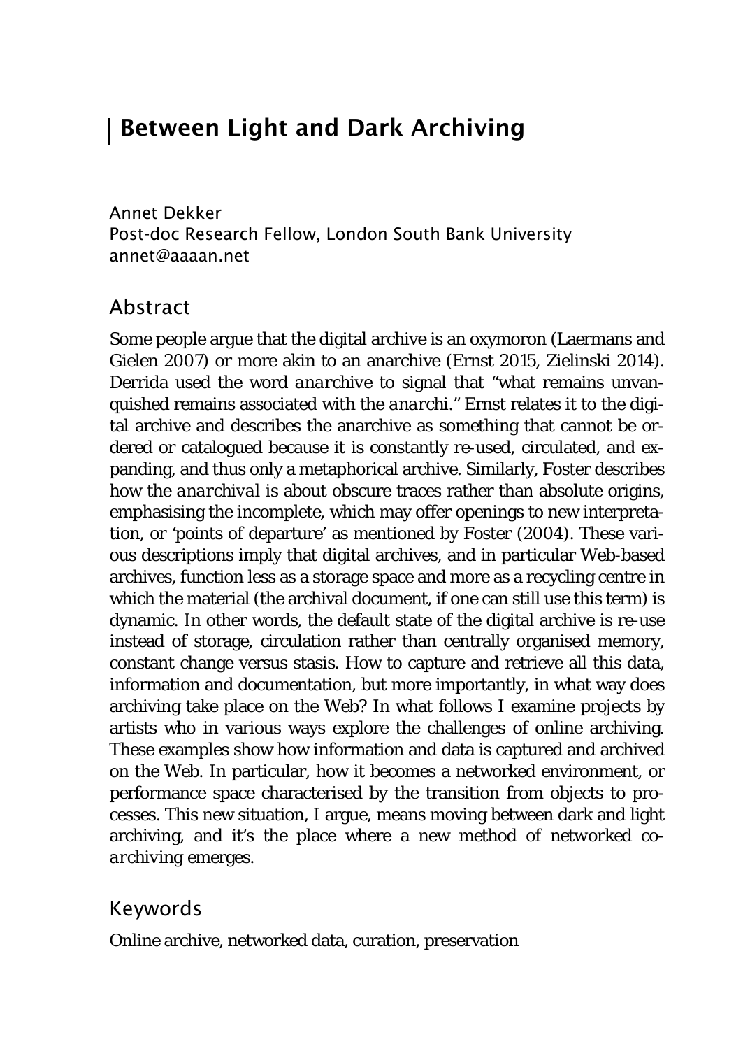# Between Light and Dark Archiving

Annet Dekker  
Post-doc Research Fellow, London South Bank University  
annet@aaaan.net

## Abstract

Some people argue that the digital archive is an oxymoron (Laermans and Gielen 2007) or more akin to an anarchive (Ernst 2015, Zielinski 2014). Derrida used the word *anarchive* to signal that "what remains unvanquished remains associated with the *anarchi*." Ernst relates it to the digital archive and describes the anarchive as something that cannot be ordered or catalogued because it is constantly re-used, circulated, and expanding, and thus only a metaphorical archive. Similarly, Foster describes how the *anarchival* is about obscure traces rather than absolute origins, emphasising the incomplete, which may offer openings to new interpretation, or 'points of departure' as mentioned by Foster (2004). These various descriptions imply that digital archives, and in particular Web-based archives, function less as a storage space and more as a recycling centre in which the material (the archival document, if one can still use this term) is dynamic. In other words, the default state of the digital archive is re-use instead of storage, circulation rather than centrally organised memory, constant change versus stasis. How to capture and retrieve all this data, information and documentation, but more importantly, in what way does archiving take place on the Web? In what follows I examine projects by artists who in various ways explore the challenges of online archiving. These examples show how information and data is captured and archived on the Web. In particular, how it becomes a networked environment, or performance space characterised by the transition from objects to processes. This new situation, I argue, means moving between dark and light archiving, and it's the place where a new method of *networked co-archiving* emerges.

## Keywords

Online archive, networked data, curation, preservation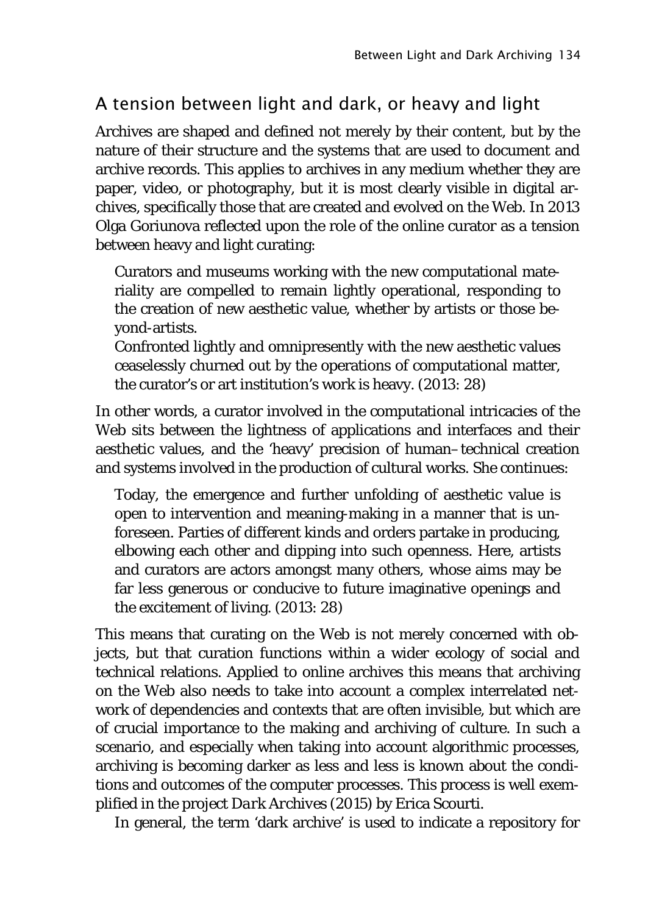## A tension between light and dark, or heavy and light

Archives are shaped and defined not merely by their content, but by the nature of their structure and the systems that are used to document and archive records. This applies to archives in any medium whether they are paper, video, or photography, but it is most clearly visible in digital archives, specifically those that are created and evolved on the Web. In 2013 Olga Goriunova reflected upon the role of the online curator as a tension between heavy and light curating:

> Curators and museums working with the new computational materiality are compelled to remain lightly operational, responding to the creation of new aesthetic value, whether by artists or those beyond-artists.
> Confronted lightly and omnipresently with the new aesthetic values ceaselessly churned out by the operations of computational matter, the curator's or art institution's work is heavy. (2013: 28)

In other words, a curator involved in the computational intricacies of the Web sits between the lightness of applications and interfaces and their aesthetic values, and the 'heavy' precision of human–technical creation and systems involved in the production of cultural works. She continues:

> Today, the emergence and further unfolding of aesthetic value is open to intervention and meaning-making in a manner that is unforeseen. Parties of different kinds and orders partake in producing, elbowing each other and dipping into such openness. Here, artists and curators are actors amongst many others, whose aims may be far less generous or conducive to future imaginative openings and the excitement of living. (2013: 28)

This means that curating on the Web is not merely concerned with objects, but that curation functions within a wider ecology of social and technical relations. Applied to online archives this means that archiving on the Web also needs to take into account a complex interrelated network of dependencies and contexts that are often invisible, but which are of crucial importance to the making and archiving of culture. In such a scenario, and especially when taking into account algorithmic processes, archiving is becoming darker as less and less is known about the conditions and outcomes of the computer processes. This process is well exemplified in the project *Dark Archives* (2015) by Erica Scourti.

In general, the term 'dark archive' is used to indicate a repository for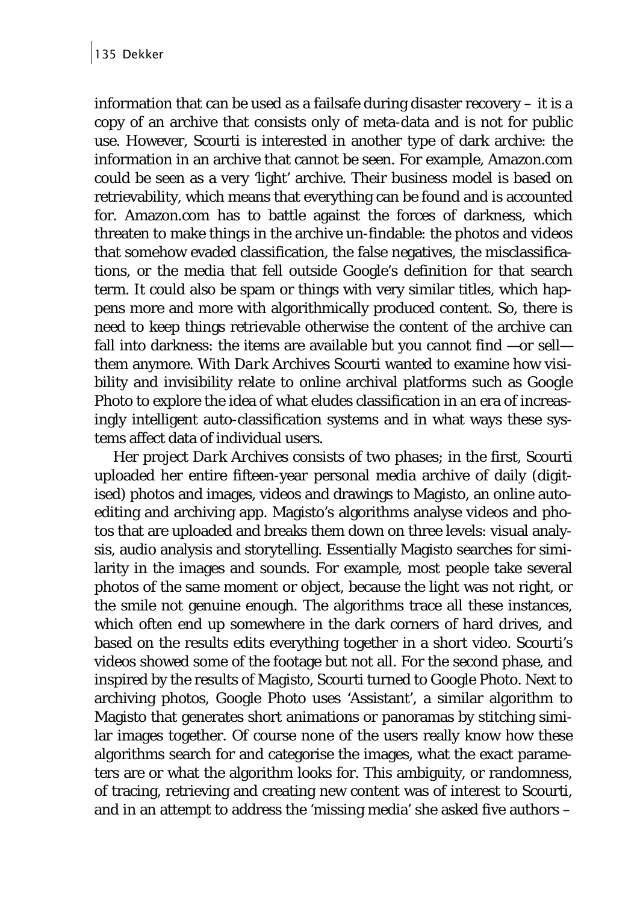information that can be used as a failsafe during disaster recovery – it is a copy of an archive that consists only of meta-data and is not for public use. However, Scourti is interested in another type of dark archive: the information in an archive that cannot be seen. For example, Amazon.com could be seen as a very 'light' archive. Their business model is based on retrievability, which means that everything can be found and is accounted for. Amazon.com has to battle against the forces of darkness, which threaten to make things in the archive un-findable: the photos and videos that somehow evaded classification, the false negatives, the misclassifications, or the media that fell outside Google's definition for that search term. It could also be spam or things with very similar titles, which happens more and more with algorithmically produced content. So, there is need to keep things retrievable otherwise the content of the archive can fall into darkness: the items are available but you cannot find —or sell— them anymore. With *Dark Archives* Scourti wanted to examine how visibility and invisibility relate to online archival platforms such as Google Photo to explore the idea of what eludes classification in an era of increasingly intelligent auto-classification systems and in what ways these systems affect data of individual users.

Her project *Dark Archives* consists of two phases; in the first, Scourti uploaded her entire fifteen-year personal media archive of daily (digitised) photos and images, videos and drawings to Magisto, an online auto-editing and archiving app. Magisto's algorithms analyse videos and photos that are uploaded and breaks them down on three levels: visual analysis, audio analysis and storytelling. Essentially Magisto searches for similarity in the images and sounds. For example, most people take several photos of the same moment or object, because the light was not right, or the smile not genuine enough. The algorithms trace all these instances, which often end up somewhere in the dark corners of hard drives, and based on the results edits everything together in a short video. Scourti's videos showed some of the footage but not all. For the second phase, and inspired by the results of Magisto, Scourti turned to Google Photo. Next to archiving photos, Google Photo uses 'Assistant', a similar algorithm to Magisto that generates short animations or panoramas by stitching similar images together. Of course none of the users really know how these algorithms search for and categorise the images, what the exact parameters are or what the algorithm looks for. This ambiguity, or randomness, of tracing, retrieving and creating new content was of interest to Scourti, and in an attempt to address the 'missing media' she asked five authors –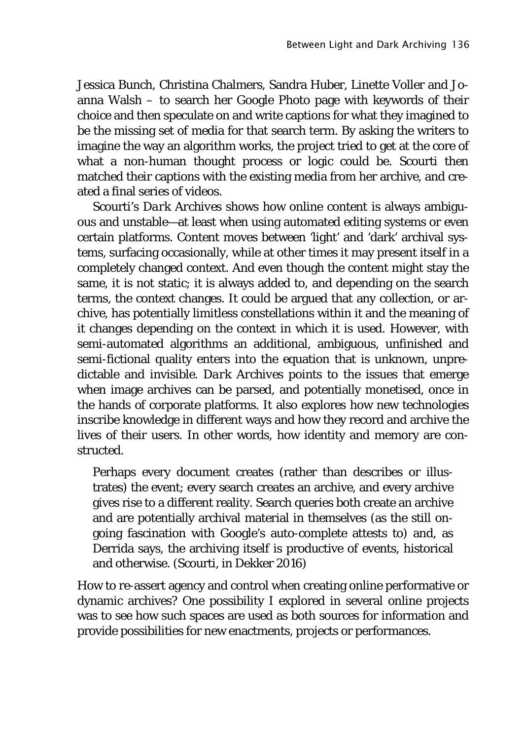Jessica Bunch, Christina Chalmers, Sandra Huber, Linette Voller and Joanna Walsh – to search her Google Photo page with keywords of their choice and then speculate on and write captions for what they imagined to be the missing set of media for that search term. By asking the writers to imagine the way an algorithm works, the project tried to get at the core of what a non-human thought process or logic could be. Scourti then matched their captions with the existing media from her archive, and created a final series of videos.

Scourti's *Dark Archives* shows how online content is always ambiguous and unstable—at least when using automated editing systems or even certain platforms. Content moves between 'light' and 'dark' archival systems, surfacing occasionally, while at other times it may present itself in a completely changed context. And even though the content might stay the same, it is not static; it is always added to, and depending on the search terms, the context changes. It could be argued that any collection, or archive, has potentially limitless constellations within it and the meaning of it changes depending on the context in which it is used. However, with semi-automated algorithms an additional, ambiguous, unfinished and semi-fictional quality enters into the equation that is unknown, unpredictable and invisible. *Dark Archives* points to the issues that emerge when image archives can be parsed, and potentially monetised, once in the hands of corporate platforms. It also explores how new technologies inscribe knowledge in different ways and how they record and archive the lives of their users. In other words, how identity and memory are constructed.

> Perhaps every document creates (rather than describes or illustrates) the event; every search creates an archive, and every archive gives rise to a different reality. Search queries both create an archive and are potentially archival material in themselves (as the still ongoing fascination with Google's auto-complete attests to) and, as Derrida says, the archiving itself is productive of events, historical and otherwise. (Scourti, in Dekker 2016)

How to re-assert agency and control when creating online performative or dynamic archives? One possibility I explored in several online projects was to see how such spaces are used as both sources for information and provide possibilities for new enactments, projects or performances.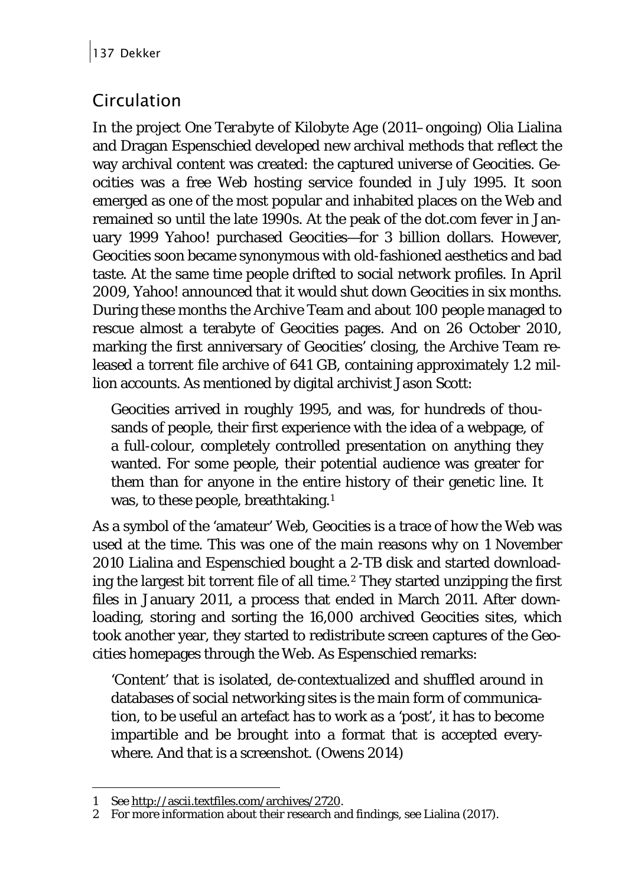## Circulation

In the project *One Terabyte of Kilobyte Age* (2011–ongoing) Olia Lialina and Dragan Espenschied developed new archival methods that reflect the way archival content was created: the captured universe of Geocities. Geocities was a free Web hosting service founded in July 1995. It soon emerged as one of the most popular and inhabited places on the Web and remained so until the late 1990s. At the peak of the dot.com fever in January 1999 Yahoo! purchased Geocities—for 3 billion dollars. However, Geocities soon became synonymous with old-fashioned aesthetics and bad taste. At the same time people drifted to social network profiles. In April 2009, Yahoo! announced that it would shut down Geocities in six months. During these months the *Archive Team* and about 100 people managed to rescue almost a terabyte of Geocities pages. And on 26 October 2010, marking the first anniversary of Geocities' closing, the Archive Team released a torrent file archive of 641 GB, containing approximately 1.2 million accounts. As mentioned by digital archivist Jason Scott:

> Geocities arrived in roughly 1995, and was, for hundreds of thousands of people, their first experience with the idea of a webpage, of a full-colour, completely controlled presentation on anything they wanted. For some people, their potential audience was greater for them than for anyone in the entire history of their genetic line. It was, to these people, breathtaking.[1]

As a symbol of the 'amateur' Web, Geocities is a trace of how the Web was used at the time. This was one of the main reasons why on 1 November 2010 Lialina and Espenschied bought a 2-TB disk and started downloading the largest bit torrent file of all time.[2] They started unzipping the first files in January 2011, a process that ended in March 2011. After downloading, storing and sorting the 16,000 archived Geocities sites, which took another year, they started to redistribute screen captures of the Geocities homepages through the Web. As Espenschied remarks:

> 'Content' that is isolated, de-contextualized and shuffled around in databases of social networking sites is the main form of communication, to be useful an artefact has to work as a 'post', it has to become impartible and be brought into a format that is accepted everywhere. And that is a screenshot. (Owens 2014)

---

1 See http://ascii.textfiles.com/archives/2720.

2 For more information about their research and findings, see Lialina (2017).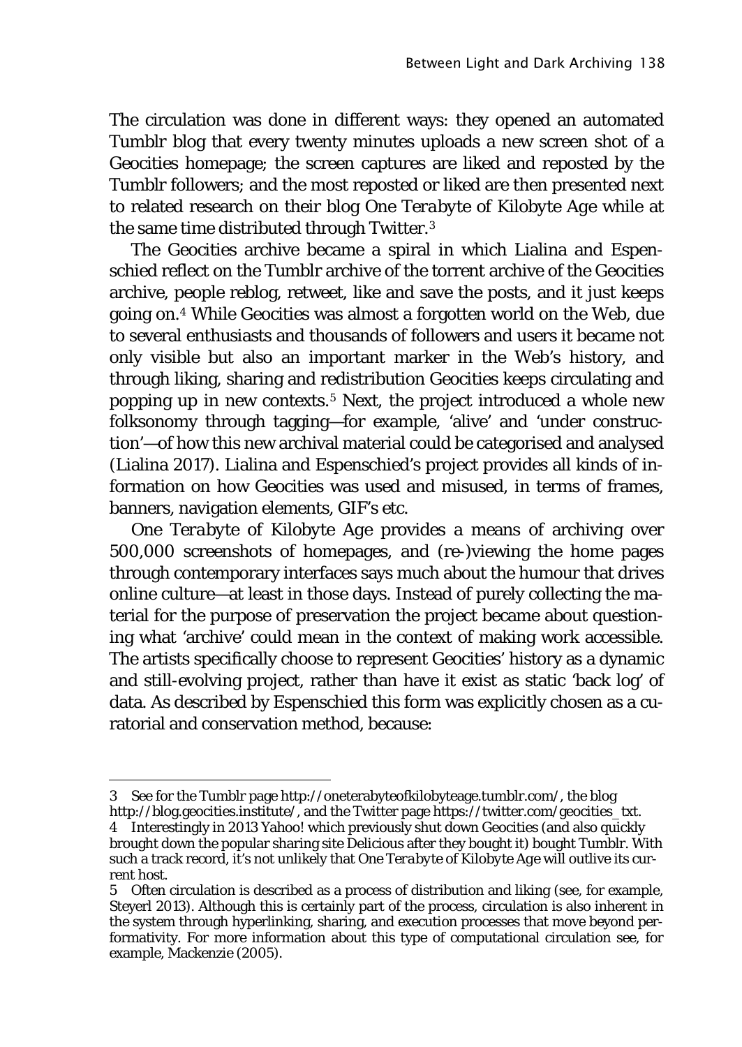The circulation was done in different ways: they opened an automated Tumblr blog that every twenty minutes uploads a new screen shot of a Geocities homepage; the screen captures are liked and reposted by the Tumblr followers; and the most reposted or liked are then presented next to related research on their blog *One Terabyte of Kilobyte Age* while at the same time distributed through Twitter.[3]

The Geocities archive became a spiral in which Lialina and Espenschied reflect on the Tumblr archive of the torrent archive of the Geocities archive, people reblog, retweet, like and save the posts, and it just keeps going on.[4] While Geocities was almost a forgotten world on the Web, due to several enthusiasts and thousands of followers and users it became not only visible but also an important marker in the Web's history, and through liking, sharing and redistribution Geocities keeps circulating and popping up in new contexts.[5] Next, the project introduced a whole new folksonomy through tagging—for example, 'alive' and 'under construction'—of how this new archival material could be categorised and analysed (Lialina 2017). Lialina and Espenschied's project provides all kinds of information on how Geocities was used and misused, in terms of frames, banners, navigation elements, GIF's etc.

*One Terabyte of Kilobyte Age* provides a means of archiving over 500,000 screenshots of homepages, and (re-)viewing the home pages through contemporary interfaces says much about the humour that drives online culture—at least in those days. Instead of purely collecting the material for the purpose of preservation the project became about questioning what 'archive' could mean in the context of making work accessible. The artists specifically choose to represent Geocities' history as a dynamic and still-evolving project, rather than have it exist as static 'back log' of data. As described by Espenschied this form was explicitly chosen as a curatorial and conservation method, because:

---

3 See for the Tumblr page http://oneterabyteofkilobyteage.tumblr.com/, the blog http://blog.geocities.institute/, and the Twitter page https://twitter.com/geocities_txt.

4 Interestingly in 2013 Yahoo! which previously shut down Geocities (and also quickly brought down the popular sharing site Delicious after they bought it) bought Tumblr. With such a track record, it's not unlikely that *One Terabyte of Kilobyte Age* will outlive its current host.

5 Often circulation is described as a process of distribution and liking (see, for example, Steyerl 2013). Although this is certainly part of the process, circulation is also inherent in the system through hyperlinking, sharing, and execution processes that move beyond performativity. For more information about this type of computational circulation see, for example, Mackenzie (2005).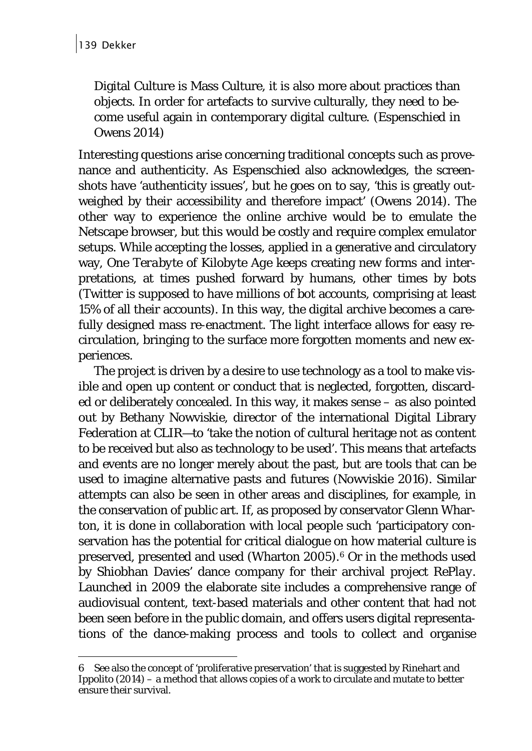Digital Culture is Mass Culture, it is also more about practices than objects. In order for artefacts to survive culturally, they need to become useful again in contemporary digital culture. (Espenschied in Owens 2014)

Interesting questions arise concerning traditional concepts such as provenance and authenticity. As Espenschied also acknowledges, the screenshots have 'authenticity issues', but he goes on to say, 'this is greatly outweighed by their accessibility and therefore impact' (Owens 2014). The other way to experience the online archive would be to emulate the Netscape browser, but this would be costly and require complex emulator setups. While accepting the losses, applied in a generative and circulatory way, *One Terabyte of Kilobyte Age* keeps creating new forms and interpretations, at times pushed forward by humans, other times by bots (Twitter is supposed to have millions of bot accounts, comprising at least 15% of all their accounts). In this way, the digital archive becomes a carefully designed mass re-enactment. The light interface allows for easy recirculation, bringing to the surface more forgotten moments and new experiences.

The project is driven by a desire to use technology as a tool to make visible and open up content or conduct that is neglected, forgotten, discarded or deliberately concealed. In this way, it makes sense – as also pointed out by Bethany Nowviskie, director of the international Digital Library Federation at CLIR—to 'take the notion of cultural heritage not as content to be received but also as technology to be used'. This means that artefacts and events are no longer merely about the past, but are tools that can be used to imagine alternative pasts and futures (Nowviskie 2016). Similar attempts can also be seen in other areas and disciplines, for example, in the conservation of public art. If, as proposed by conservator Glenn Wharton, it is done in collaboration with local people such 'participatory conservation has the potential for critical dialogue on how material culture is preserved, presented and used (Wharton 2005).[6] Or in the methods used by Shiobhan Davies' dance company for their archival project *RePlay*. Launched in 2009 the elaborate site includes a comprehensive range of audiovisual content, text-based materials and other content that had not been seen before in the public domain, and offers users digital representations of the dance-making process and tools to collect and organise

---

6 See also the concept of 'proliferative preservation' that is suggested by Rinehart and Ippolito (2014) – a method that allows copies of a work to circulate and mutate to better ensure their survival.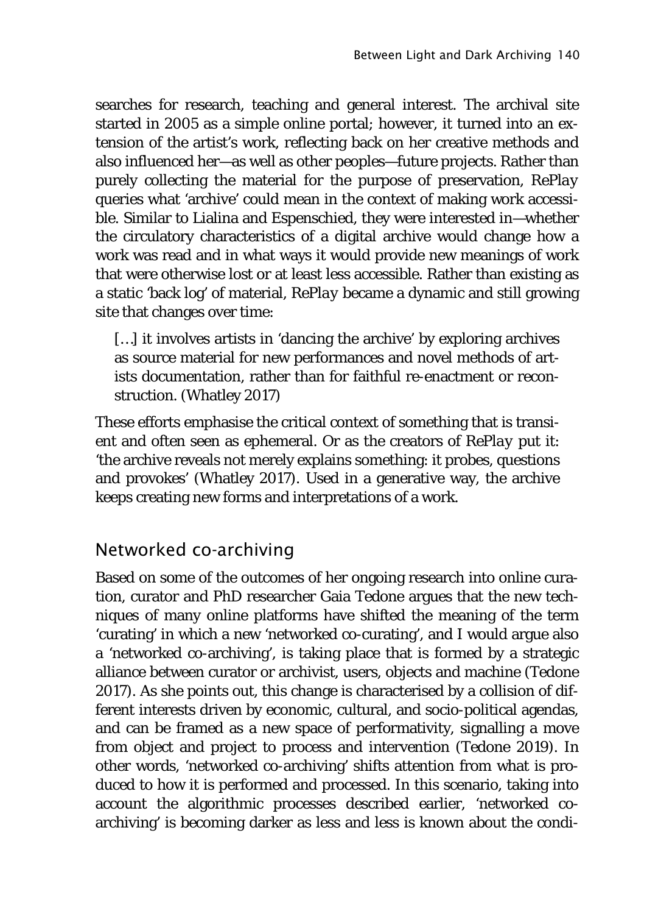searches for research, teaching and general interest. The archival site started in 2005 as a simple online portal; however, it turned into an extension of the artist's work, reflecting back on her creative methods and also influenced her—as well as other peoples—future projects. Rather than purely collecting the material for the purpose of preservation, *RePlay* queries what 'archive' could mean in the context of making work accessible. Similar to Lialina and Espenschied, they were interested in—whether the circulatory characteristics of a digital archive would change how a work was read and in what ways it would provide new meanings of work that were otherwise lost or at least less accessible. Rather than existing as a static 'back log' of material, *RePlay* became a dynamic and still growing site that changes over time:

> […] it involves artists in 'dancing the archive' by exploring archives as source material for new performances and novel methods of artists documentation, rather than for faithful re-enactment or reconstruction. (Whatley 2017)

These efforts emphasise the critical context of something that is transient and often seen as ephemeral. Or as the creators of *RePlay* put it: 'the archive reveals not merely explains something: it probes, questions and provokes' (Whatley 2017). Used in a generative way, the archive keeps creating new forms and interpretations of a work.

## Networked co-archiving

Based on some of the outcomes of her ongoing research into online curation, curator and PhD researcher Gaia Tedone argues that the new techniques of many online platforms have shifted the meaning of the term 'curating' in which a new 'networked co-curating', and I would argue also a 'networked co-archiving', is taking place that is formed by a strategic alliance between curator or archivist, users, objects and machine (Tedone 2017). As she points out, this change is characterised by a collision of different interests driven by economic, cultural, and socio-political agendas, and can be framed as a new space of performativity, signalling a move from object and project to process and intervention (Tedone 2019). In other words, 'networked co-archiving' shifts attention from what is produced to how it is performed and processed. In this scenario, taking into account the algorithmic processes described earlier, 'networked co-archiving' is becoming darker as less and less is known about the condi-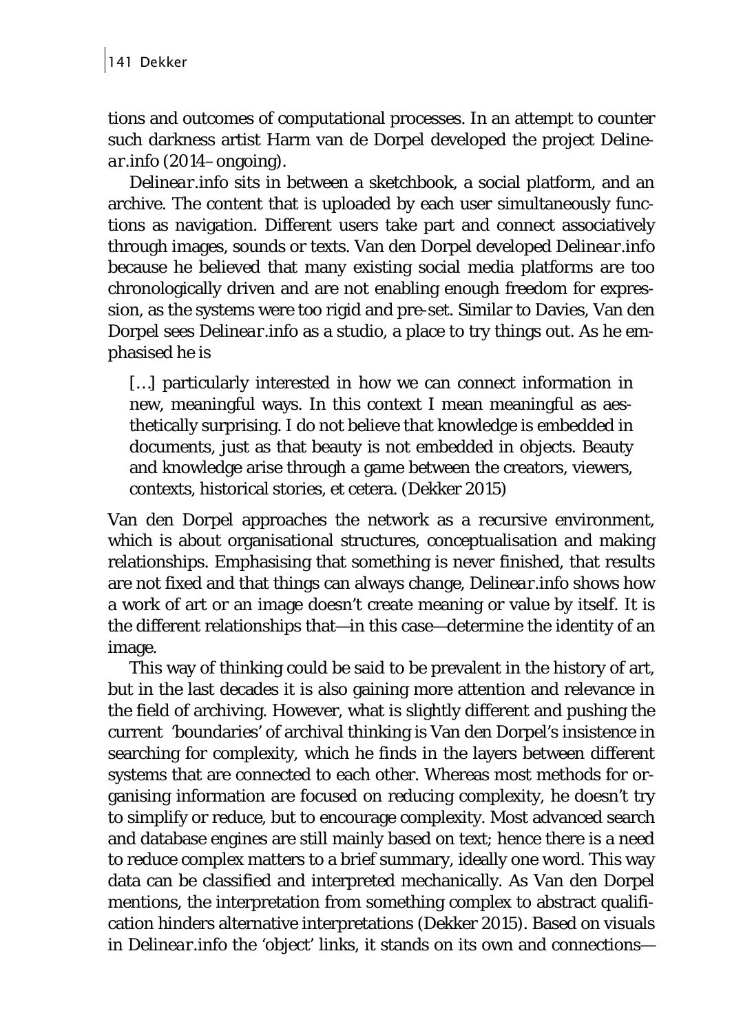tions and outcomes of computational processes. In an attempt to counter such darkness artist Harm van de Dorpel developed the project *Delinear*.info (2014–ongoing).

*Delinear*.info sits in between a sketchbook, a social platform, and an archive. The content that is uploaded by each user simultaneously functions as navigation. Different users take part and connect associatively through images, sounds or texts. Van den Dorpel developed *Delinear*.info because he believed that many existing social media platforms are too chronologically driven and are not enabling enough freedom for expression, as the systems were too rigid and pre-set. Similar to Davies, Van den Dorpel sees *Delinear*.info as a studio, a place to try things out. As he emphasised he is

> […] particularly interested in how we can connect information in new, meaningful ways. In this context I mean meaningful as aesthetically surprising. I do not believe that knowledge is embedded in documents, just as that beauty is not embedded in objects. Beauty and knowledge arise through a game between the creators, viewers, contexts, historical stories, et cetera. (Dekker 2015)

Van den Dorpel approaches the network as a recursive environment, which is about organisational structures, conceptualisation and making relationships. Emphasising that something is never finished, that results are not fixed and that things can always change, *Delinear*.info shows how a work of art or an image doesn't create meaning or value by itself. It is the different relationships that—in this case—determine the identity of an image.

This way of thinking could be said to be prevalent in the history of art, but in the last decades it is also gaining more attention and relevance in the field of archiving. However, what is slightly different and pushing the current 'boundaries' of archival thinking is Van den Dorpel's insistence in searching for complexity, which he finds in the layers between different systems that are connected to each other. Whereas most methods for organising information are focused on reducing complexity, he doesn't try to simplify or reduce, but to encourage complexity. Most advanced search and database engines are still mainly based on text; hence there is a need to reduce complex matters to a brief summary, ideally one word. This way data can be classified and interpreted mechanically. As Van den Dorpel mentions, the interpretation from something complex to abstract qualification hinders alternative interpretations (Dekker 2015). Based on visuals in *Delinear*.info the 'object' links, it stands on its own and connections—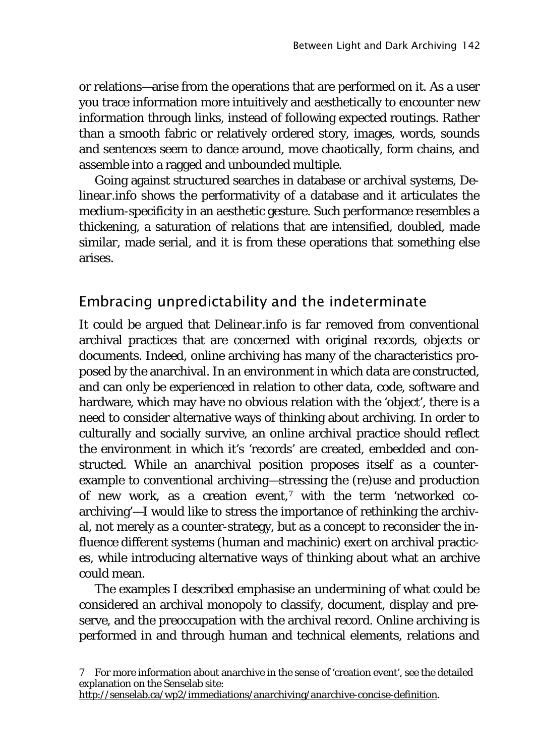or relations—arise from the operations that are performed on it. As a user you trace information more intuitively and aesthetically to encounter new information through links, instead of following expected routings. Rather than a smooth fabric or relatively ordered story, images, words, sounds and sentences seem to dance around, move chaotically, form chains, and assemble into a ragged and unbounded multiple.

Going against structured searches in database or archival systems, De*linear*.info shows the performativity of a database and it articulates the medium-specificity in an aesthetic gesture. Such performance resembles a thickening, a saturation of relations that are intensified, doubled, made similar, made serial, and it is from these operations that something else arises.

## Embracing unpredictability and the indeterminate

It could be argued that De*linear*.info is far removed from conventional archival practices that are concerned with original records, objects or documents. Indeed, online archiving has many of the characteristics proposed by the anarchival. In an environment in which data are constructed, and can only be experienced in relation to other data, code, software and hardware, which may have no obvious relation with the 'object', there is a need to consider alternative ways of thinking about archiving. In order to culturally and socially survive, an online archival practice should reflect the environment in which it's 'records' are created, embedded and constructed. While an anarchival position proposes itself as a counter-example to conventional archiving—stressing the (re)use and production of new work, as a creation event,[7] with the term 'networked co-archiving'—I would like to stress the importance of rethinking the archival, not merely as a counter-strategy, but as a concept to reconsider the influence different systems (human and machinic) exert on archival practices, while introducing alternative ways of thinking about what an archive could mean.

The examples I described emphasise an undermining of what could be considered an archival monopoly to classify, document, display and preserve, and the preoccupation with the archival record. Online archiving is performed in and through human and technical elements, relations and

---

7 For more information about anarchive in the sense of 'creation event', see the detailed explanation on the Senselab site: http://senselab.ca/wp2/immediations/anarchiving/anarchive-concise-definition.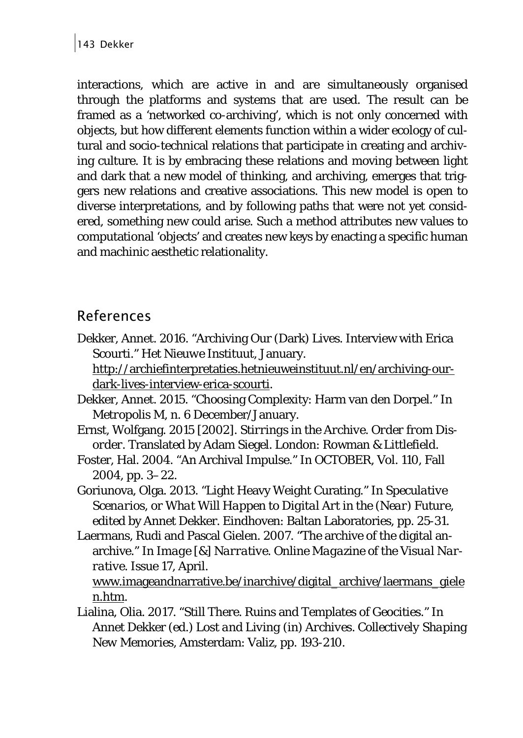interactions, which are active in and are simultaneously organised through the platforms and systems that are used. The result can be framed as a 'networked co-archiving', which is not only concerned with objects, but how different elements function within a wider ecology of cultural and socio-technical relations that participate in creating and archiving culture. It is by embracing these relations and moving between light and dark that a new model of thinking, and archiving, emerges that triggers new relations and creative associations. This new model is open to diverse interpretations, and by following paths that were not yet considered, something new could arise. Such a method attributes new values to computational 'objects' and creates new keys by enacting a specific human and machinic aesthetic relationality.

## References

Dekker, Annet. 2016. "Archiving Our (Dark) Lives. Interview with Erica Scourti." Het Nieuwe Instituut, January. http://archiefinterpretaties.hetnieuweinstituut.nl/en/archiving-our-dark-lives-interview-erica-scourti.

Dekker, Annet. 2015. "Choosing Complexity: Harm van den Dorpel." In *Metropolis M*, n. 6 December/January.

Ernst, Wolfgang. 2015 [2002]. *Stirrings in the Archive. Order from Disorder*. Translated by Adam Siegel. London: Rowman & Littlefield.

Foster, Hal. 2004. "An Archival Impulse." In OCTOBER, Vol. 110, Fall 2004, pp. 3–22.

Goriunova, Olga. 2013. "Light Heavy Weight Curating." In *Speculative Scenarios, or What Will Happen to Digital Art in the (Near) Future*, edited by Annet Dekker. Eindhoven: Baltan Laboratories, pp. 25-31.

Laermans, Rudi and Pascal Gielen. 2007. "The archive of the digital an-archive." In *Image [&] Narrative. Online Magazine of the Visual Narrative*. Issue 17, April. www.imageandnarrative.be/inarchive/digital_archive/laermans_gielen.htm.

Lialina, Olia. 2017. "Still There. Ruins and Templates of Geocities." In Annet Dekker (ed.) *Lost and Living (in) Archives. Collectively Shaping New Memories*, Amsterdam: Valiz, pp. 193-210.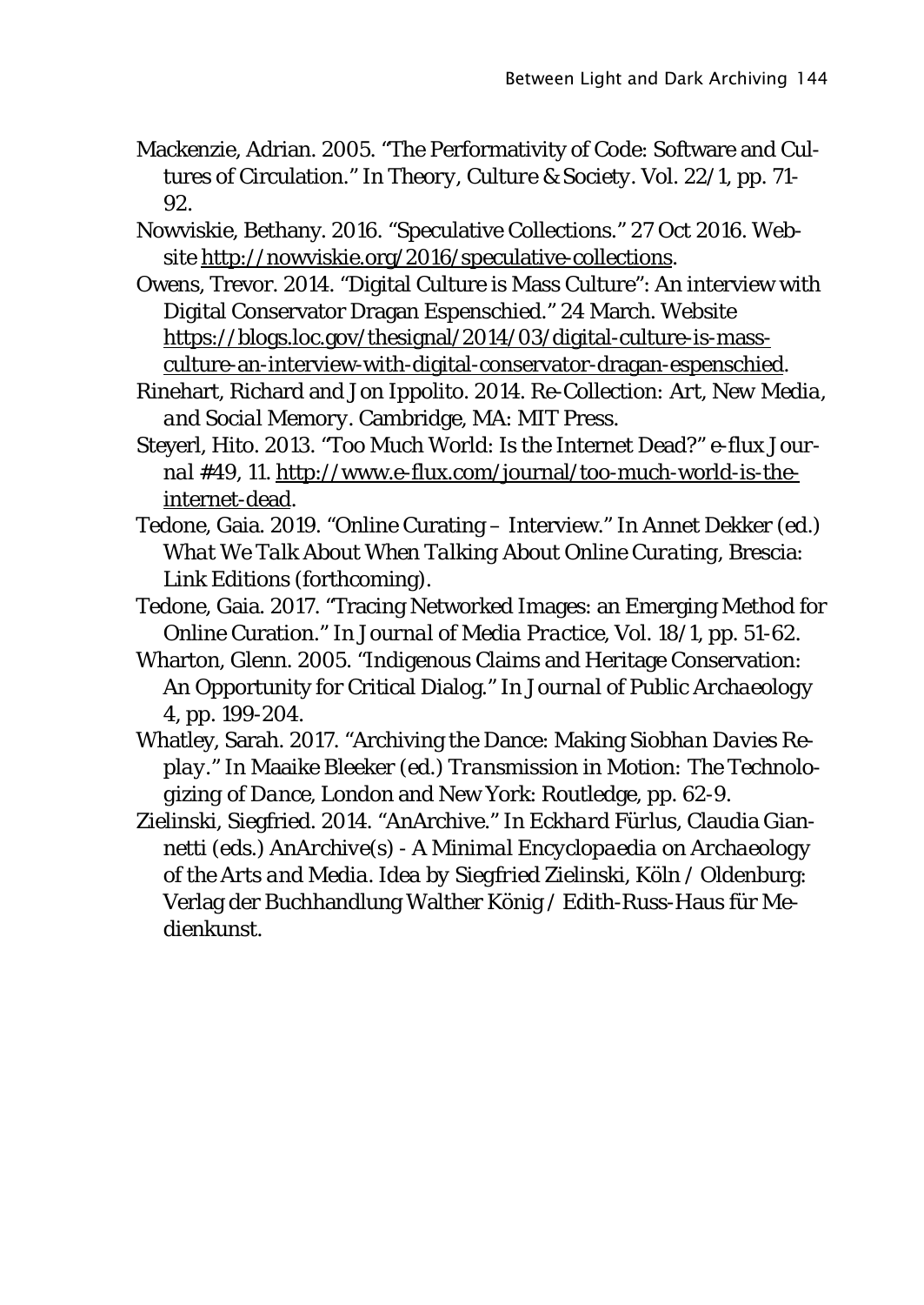Mackenzie, Adrian. 2005. "The Performativity of Code: Software and Cultures of Circulation." In *Theory, Culture & Society*. Vol. 22/1, pp. 71-92.

Nowviskie, Bethany. 2016. "Speculative Collections." 27 Oct 2016. Website http://nowviskie.org/2016/speculative-collections.

Owens, Trevor. 2014. "Digital Culture is Mass Culture": An interview with Digital Conservator Dragan Espenschied." 24 March. Website https://blogs.loc.gov/thesignal/2014/03/digital-culture-is-mass-culture-an-interview-with-digital-conservator-dragan-espenschied.

Rinehart, Richard and Jon Ippolito. 2014. *Re-Collection: Art, New Media, and Social Memory*. Cambridge, MA: MIT Press.

Steyerl, Hito. 2013. "Too Much World: Is the Internet Dead?" *e-flux Journal* #49, 11. http://www.e-flux.com/journal/too-much-world-is-the-internet-dead.

Tedone, Gaia. 2019. "Online Curating – Interview." In Annet Dekker (ed.) *What We Talk About When Talking About Online Curating*, Brescia: Link Editions (forthcoming).

Tedone, Gaia. 2017. "Tracing Networked Images: an Emerging Method for Online Curation." In *Journal of Media Practice*, Vol. 18/1, pp. 51-62.

Wharton, Glenn. 2005. "Indigenous Claims and Heritage Conservation: An Opportunity for Critical Dialog." In *Journal of Public Archaeology* 4, pp. 199-204.

Whatley, Sarah. 2017. "Archiving the Dance: Making *Siobhan Davies Replay*." In Maaike Bleeker (ed.) *Transmission in Motion: The Technologizing of Dance*, London and New York: Routledge, pp. 62-9.

Zielinski, Siegfried. 2014. "AnArchive." In Eckhard Fürlus, Claudia Giannetti (eds.) *AnArchive(s) - A Minimal Encyclopaedia on Archaeology of the Arts and Media. Idea by Siegfried Zielinski*, Köln / Oldenburg: Verlag der Buchhandlung Walther König / Edith-Russ-Haus für Medienkunst.